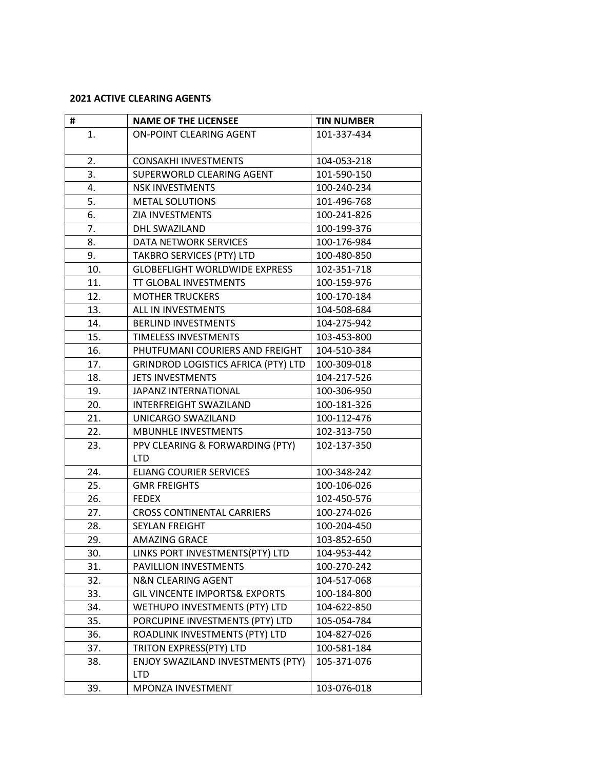**2021 ACTIVE CLEARING AGENTS**

| # | NAME OF THE LICENSEE | TIN NUMBER |
|---|---|---|
| 1. | ON-POINT CLEARING AGENT | 101-337-434 |
| 2. | CONSAKHI INVESTMENTS | 104-053-218 |
| 3. | SUPERWORLD CLEARING AGENT | 101-590-150 |
| 4. | NSK INVESTMENTS | 100-240-234 |
| 5. | METAL SOLUTIONS | 101-496-768 |
| 6. | ZIA INVESTMENTS | 100-241-826 |
| 7. | DHL SWAZILAND | 100-199-376 |
| 8. | DATA NETWORK SERVICES | 100-176-984 |
| 9. | TAKBRO SERVICES (PTY) LTD | 100-480-850 |
| 10. | GLOBEFLIGHT WORLDWIDE EXPRESS | 102-351-718 |
| 11. | TT GLOBAL INVESTMENTS | 100-159-976 |
| 12. | MOTHER TRUCKERS | 100-170-184 |
| 13. | ALL IN INVESTMENTS | 104-508-684 |
| 14. | BERLIND INVESTMENTS | 104-275-942 |
| 15. | TIMELESS INVESTMENTS | 103-453-800 |
| 16. | PHUTFUMANI COURIERS AND FREIGHT | 104-510-384 |
| 17. | GRINDROD LOGISTICS AFRICA (PTY) LTD | 100-309-018 |
| 18. | JETS INVESTMENTS | 104-217-526 |
| 19. | JAPANZ INTERNATIONAL | 100-306-950 |
| 20. | INTERFREIGHT SWAZILAND | 100-181-326 |
| 21. | UNICARGO SWAZILAND | 100-112-476 |
| 22. | MBUNHLE INVESTMENTS | 102-313-750 |
| 23. | PPV CLEARING & FORWARDING (PTY) LTD | 102-137-350 |
| 24. | ELIANG COURIER SERVICES | 100-348-242 |
| 25. | GMR FREIGHTS | 100-106-026 |
| 26. | FEDEX | 102-450-576 |
| 27. | CROSS CONTINENTAL CARRIERS | 100-274-026 |
| 28. | SEYLAN FREIGHT | 100-204-450 |
| 29. | AMAZING GRACE | 103-852-650 |
| 30. | LINKS PORT INVESTMENTS(PTY) LTD | 104-953-442 |
| 31. | PAVILLION INVESTMENTS | 100-270-242 |
| 32. | N&N CLEARING AGENT | 104-517-068 |
| 33. | GIL VINCENTE IMPORTS& EXPORTS | 100-184-800 |
| 34. | WETHUPO INVESTMENTS (PTY) LTD | 104-622-850 |
| 35. | PORCUPINE INVESTMENTS (PTY) LTD | 105-054-784 |
| 36. | ROADLINK INVESTMENTS (PTY) LTD | 104-827-026 |
| 37. | TRITON EXPRESS(PTY) LTD | 100-581-184 |
| 38. | ENJOY SWAZILAND INVESTMENTS (PTY) LTD | 105-371-076 |
| 39. | MPONZA INVESTMENT | 103-076-018 |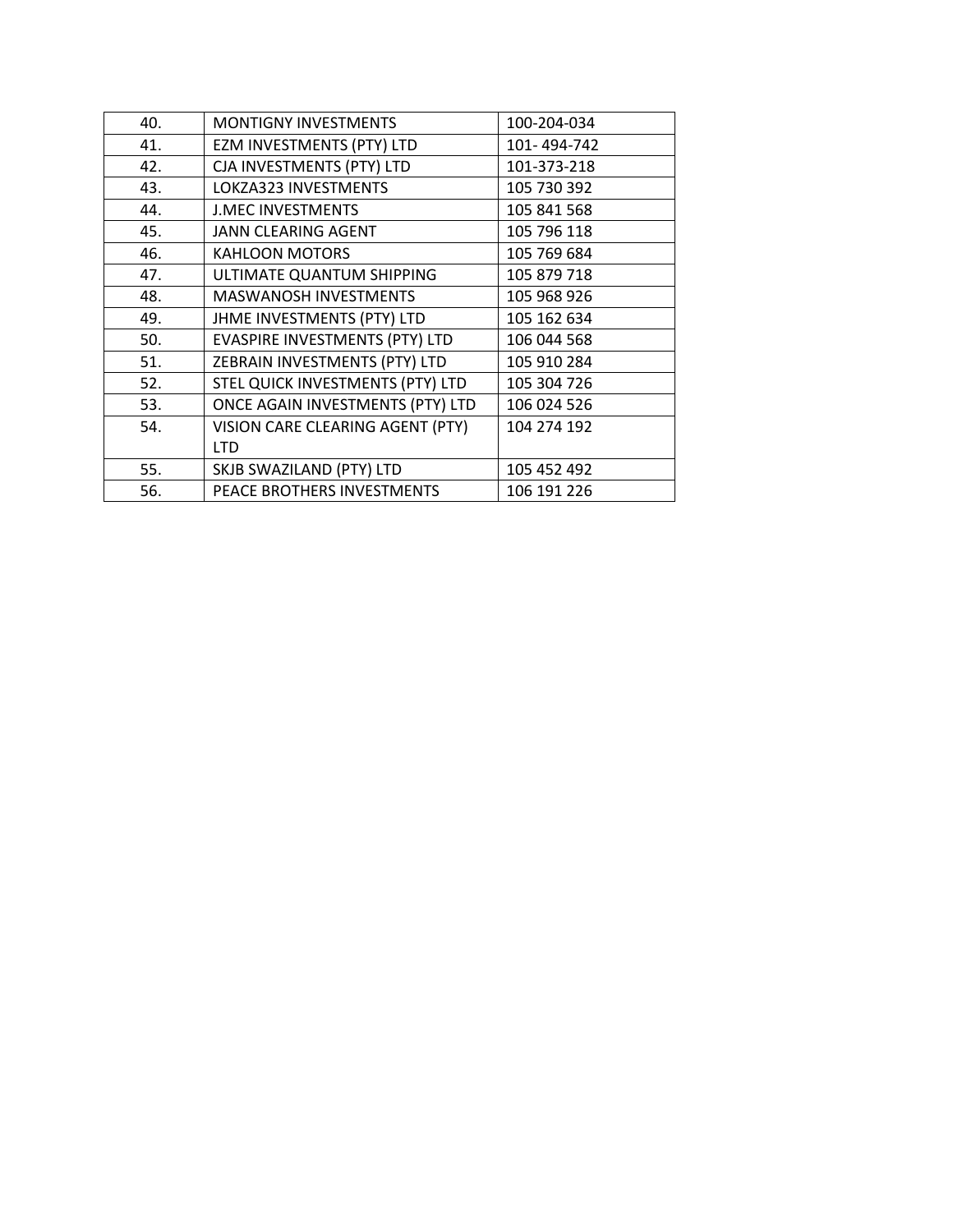| | | |
|---|---|---|
| 40. | MONTIGNY INVESTMENTS | 100-204-034 |
| 41. | EZM INVESTMENTS (PTY) LTD | 101- 494-742 |
| 42. | CJA INVESTMENTS (PTY) LTD | 101-373-218 |
| 43. | LOKZA323 INVESTMENTS | 105 730 392 |
| 44. | J.MEC INVESTMENTS | 105 841 568 |
| 45. | JANN CLEARING AGENT | 105 796 118 |
| 46. | KAHLOON MOTORS | 105 769 684 |
| 47. | ULTIMATE QUANTUM SHIPPING | 105 879 718 |
| 48. | MASWANOSH INVESTMENTS | 105 968 926 |
| 49. | JHME INVESTMENTS (PTY) LTD | 105 162 634 |
| 50. | EVASPIRE INVESTMENTS (PTY) LTD | 106 044 568 |
| 51. | ZEBRAIN INVESTMENTS (PTY) LTD | 105 910 284 |
| 52. | STEL QUICK INVESTMENTS (PTY) LTD | 105 304 726 |
| 53. | ONCE AGAIN INVESTMENTS (PTY) LTD | 106 024 526 |
| 54. | VISION CARE CLEARING AGENT (PTY) LTD | 104 274 192 |
| 55. | SKJB SWAZILAND (PTY) LTD | 105 452 492 |
| 56. | PEACE BROTHERS INVESTMENTS | 106 191 226 |